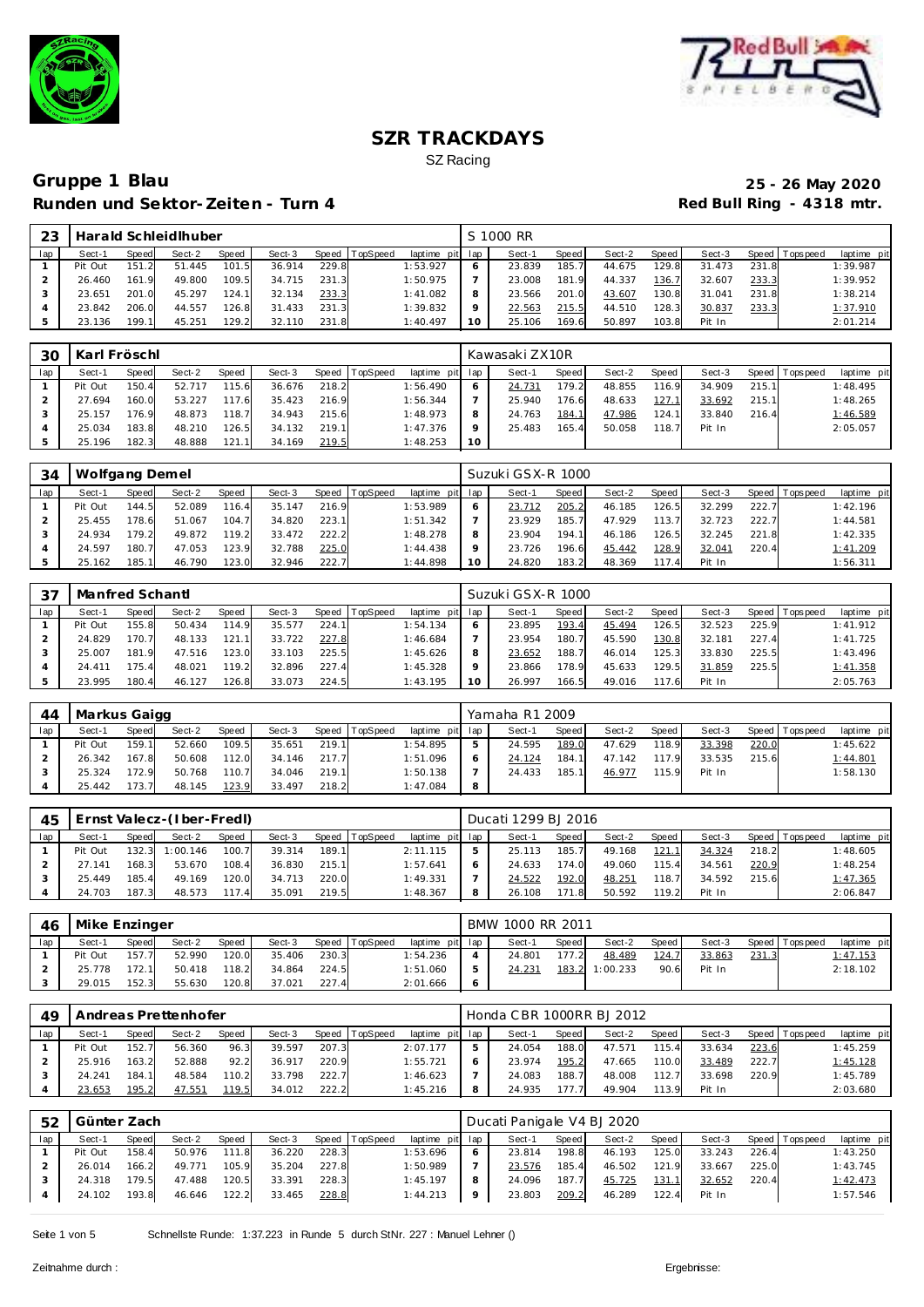# SZR TRACKDAYS

SZ Racing

**Gruppe 1 Blau** — **25 - 26 May 2020**

**Runden und Sektor-Zeiten - Turn 4** — **Red Bull Ring - 4318 mtr.**

| 23 | Harald Schleidlhuber | | | | | | | | S 1000 RR | | | | | | | | |
|---|---|---|---|---|---|---|---|---|---|---|---|---|---|---|---|---|---|
| lap | Sect-1 | Speed | Sect-2 | Speed | Sect-3 | Speed | TopSpeed | laptime pit | lap | Sect-1 | Speed | Sect-2 | Speed | Sect-3 | Speed | Topspeed | laptime pit |
| 1 | Pit Out | 151.2 | 51.445 | 101.5 | 36.914 | 229.8 | | 1:53.927 | 6 | 23.839 | 185.7 | 44.675 | 129.8 | 31.473 | 231.8 | | 1:39.987 |
| 2 | 26.460 | 161.9 | 49.800 | 109.5 | 34.715 | 231.3 | | 1:50.975 | 7 | 23.008 | 181.9 | 44.337 | 136.7 | 32.607 | 233.3 | | 1:39.952 |
| 3 | 23.651 | 201.0 | 45.297 | 124.1 | 32.134 | 233.3 | | 1:41.082 | 8 | 23.566 | 201.0 | 43.607 | 130.8 | 31.041 | 231.8 | | 1:38.214 |
| 4 | 23.842 | 206.0 | 44.557 | 126.8 | 31.433 | 231.3 | | 1:39.832 | 9 | 22.563 | 215.5 | 44.510 | 128.3 | 30.837 | 233.3 | | 1:37.910 |
| 5 | 23.136 | 199.1 | 45.251 | 129.2 | 32.110 | 231.8 | | 1:40.497 | 10 | 25.106 | 169.6 | 50.897 | 103.8 | Pit In | | | 2:01.214 |

| 30 | Karl Fröschl | | | | | | | | Kawasaki ZX10R | | | | | | | | |
|---|---|---|---|---|---|---|---|---|---|---|---|---|---|---|---|---|---|
| lap | Sect-1 | Speed | Sect-2 | Speed | Sect-3 | Speed | TopSpeed | laptime pit | lap | Sect-1 | Speed | Sect-2 | Speed | Sect-3 | Speed | Topspeed | laptime pit |
| 1 | Pit Out | 150.4 | 52.717 | 115.6 | 36.676 | 218.2 | | 1:56.490 | 6 | 24.731 | 179.2 | 48.855 | 116.9 | 34.909 | 215.1 | | 1:48.495 |
| 2 | 27.694 | 160.0 | 53.227 | 117.6 | 35.423 | 216.9 | | 1:56.344 | 7 | 25.940 | 176.6 | 48.633 | 127.1 | 33.692 | 215.1 | | 1:48.265 |
| 3 | 25.157 | 176.9 | 48.873 | 118.7 | 34.943 | 215.6 | | 1:48.973 | 8 | 24.763 | 184.1 | 47.986 | 124.1 | 33.840 | 216.4 | | 1:46.589 |
| 4 | 25.034 | 183.8 | 48.210 | 126.5 | 34.132 | 219.1 | | 1:47.376 | 9 | 25.483 | 165.4 | 50.058 | 118.7 | Pit In | | | 2:05.057 |
| 5 | 25.196 | 182.3 | 48.888 | 121.1 | 34.169 | 219.5 | | 1:48.253 | 10 | | | | | | | | |

| 34 | Wolfgang Demel | | | | | | | | Suzuki GSX-R 1000 | | | | | | | | |
|---|---|---|---|---|---|---|---|---|---|---|---|---|---|---|---|---|---|
| lap | Sect-1 | Speed | Sect-2 | Speed | Sect-3 | Speed | TopSpeed | laptime pit | lap | Sect-1 | Speed | Sect-2 | Speed | Sect-3 | Speed | Topspeed | laptime pit |
| 1 | Pit Out | 144.5 | 52.089 | 116.4 | 35.147 | 216.9 | | 1:53.989 | 6 | 23.712 | 205.2 | 46.185 | 126.5 | 32.299 | 222.7 | | 1:42.196 |
| 2 | 25.455 | 178.6 | 51.067 | 104.7 | 34.820 | 223.1 | | 1:51.342 | 7 | 23.929 | 185.7 | 47.929 | 113.7 | 32.723 | 222.7 | | 1:44.581 |
| 3 | 24.934 | 179.2 | 49.872 | 119.2 | 33.472 | 222.2 | | 1:48.278 | 8 | 23.904 | 194.1 | 46.186 | 126.5 | 32.245 | 221.8 | | 1:42.335 |
| 4 | 24.597 | 180.7 | 47.053 | 123.9 | 32.788 | 225.0 | | 1:44.438 | 9 | 23.726 | 196.6 | 45.442 | 128.9 | 32.041 | 220.4 | | 1:41.209 |
| 5 | 25.162 | 185.1 | 46.790 | 123.0 | 32.946 | 222.7 | | 1:44.898 | 10 | 24.820 | 183.2 | 48.369 | 117.4 | Pit In | | | 1:56.311 |

| 37 | Manfred Schantl | | | | | | | | Suzuki GSX-R 1000 | | | | | | | | |
|---|---|---|---|---|---|---|---|---|---|---|---|---|---|---|---|---|---|
| lap | Sect-1 | Speed | Sect-2 | Speed | Sect-3 | Speed | TopSpeed | laptime pit | lap | Sect-1 | Speed | Sect-2 | Speed | Sect-3 | Speed | Topspeed | laptime pit |
| 1 | Pit Out | 155.8 | 50.434 | 114.9 | 35.577 | 224.1 | | 1:54.134 | 6 | 23.895 | 193.4 | 45.494 | 126.5 | 32.523 | 225.9 | | 1:41.912 |
| 2 | 24.829 | 170.7 | 48.133 | 121.1 | 33.722 | 227.8 | | 1:46.684 | 7 | 23.954 | 180.7 | 45.590 | 130.8 | 32.181 | 227.4 | | 1:41.725 |
| 3 | 25.007 | 181.9 | 47.516 | 123.0 | 33.103 | 225.5 | | 1:45.626 | 8 | 23.652 | 188.7 | 46.014 | 125.3 | 33.830 | 225.5 | | 1:43.496 |
| 4 | 24.411 | 175.4 | 48.021 | 119.2 | 32.896 | 227.4 | | 1:45.328 | 9 | 23.866 | 178.9 | 45.633 | 129.5 | 31.859 | 225.5 | | 1:41.358 |
| 5 | 23.995 | 180.4 | 46.127 | 126.8 | 33.073 | 224.5 | | 1:43.195 | 10 | 26.997 | 166.5 | 49.016 | 117.6 | Pit In | | | 2:05.763 |

| 44 | Markus Gaigg | | | | | | | | Yamaha R1 2009 | | | | | | | | |
|---|---|---|---|---|---|---|---|---|---|---|---|---|---|---|---|---|---|
| lap | Sect-1 | Speed | Sect-2 | Speed | Sect-3 | Speed | TopSpeed | laptime pit | lap | Sect-1 | Speed | Sect-2 | Speed | Sect-3 | Speed | Topspeed | laptime pit |
| 1 | Pit Out | 159.1 | 52.660 | 109.5 | 35.651 | 219.1 | | 1:54.895 | 5 | 24.595 | 189.0 | 47.629 | 118.9 | 33.398 | 220.0 | | 1:45.622 |
| 2 | 26.342 | 167.8 | 50.608 | 112.0 | 34.146 | 217.7 | | 1:51.096 | 6 | 24.124 | 184.1 | 47.142 | 117.9 | 33.535 | 215.6 | | 1:44.801 |
| 3 | 25.324 | 172.9 | 50.768 | 110.7 | 34.046 | 219.1 | | 1:50.138 | 7 | 24.433 | 185.1 | 46.977 | 115.9 | Pit In | | | 1:58.130 |
| 4 | 25.442 | 173.7 | 48.145 | 123.9 | 33.497 | 218.2 | | 1:47.084 | 8 | | | | | | | | |

| 45 | Ernst Valecz-(Iber-Fredl) | | | | | | | | Ducati 1299 BJ 2016 | | | | | | | | |
|---|---|---|---|---|---|---|---|---|---|---|---|---|---|---|---|---|---|
| lap | Sect-1 | Speed | Sect-2 | Speed | Sect-3 | Speed | TopSpeed | laptime pit | lap | Sect-1 | Speed | Sect-2 | Speed | Sect-3 | Speed | Topspeed | laptime pit |
| 1 | Pit Out | 132.3 | 1:00.146 | 100.7 | 39.314 | 189.1 | | 2:11.115 | 5 | 25.113 | 185.7 | 49.168 | 121.1 | 34.324 | 218.2 | | 1:48.605 |
| 2 | 27.141 | 168.3 | 53.670 | 108.4 | 36.830 | 215.1 | | 1:57.641 | 6 | 24.633 | 174.0 | 49.060 | 115.4 | 34.561 | 220.9 | | 1:48.254 |
| 3 | 25.449 | 185.4 | 49.169 | 120.0 | 34.713 | 220.0 | | 1:49.331 | 7 | 24.522 | 192.0 | 48.251 | 118.7 | 34.592 | 215.6 | | 1:47.365 |
| 4 | 24.703 | 187.3 | 48.573 | 117.4 | 35.091 | 219.5 | | 1:48.367 | 8 | 26.108 | 171.8 | 50.592 | 119.2 | Pit In | | | 2:06.847 |

| 46 | Mike Enzinger | | | | | | | | BMW 1000 RR 2011 | | | | | | | | |
|---|---|---|---|---|---|---|---|---|---|---|---|---|---|---|---|---|---|
| lap | Sect-1 | Speed | Sect-2 | Speed | Sect-3 | Speed | TopSpeed | laptime pit | lap | Sect-1 | Speed | Sect-2 | Speed | Sect-3 | Speed | Topspeed | laptime pit |
| 1 | Pit Out | 157.7 | 52.990 | 120.0 | 35.406 | 230.3 | | 1:54.236 | 4 | 24.801 | 177.2 | 48.489 | 124.7 | 33.863 | 231.3 | | 1:47.153 |
| 2 | 25.778 | 172.1 | 50.418 | 118.2 | 34.864 | 224.5 | | 1:51.060 | 5 | 24.231 | 183.2 | 1:00.233 | 90.6 | Pit In | | | 2:18.102 |
| 3 | 29.015 | 152.3 | 55.630 | 120.8 | 37.021 | 227.4 | | 2:01.666 | 6 | | | | | | | | |

| 49 | Andreas Prettenhofer | | | | | | | | Honda CBR 1000RR BJ 2012 | | | | | | | | |
|---|---|---|---|---|---|---|---|---|---|---|---|---|---|---|---|---|---|
| lap | Sect-1 | Speed | Sect-2 | Speed | Sect-3 | Speed | TopSpeed | laptime pit | lap | Sect-1 | Speed | Sect-2 | Speed | Sect-3 | Speed | Topspeed | laptime pit |
| 1 | Pit Out | 152.7 | 56.360 | 96.3 | 39.597 | 207.3 | | 2:07.177 | 5 | 24.054 | 188.0 | 47.571 | 115.4 | 33.634 | 223.6 | | 1:45.259 |
| 2 | 25.916 | 163.2 | 52.888 | 92.2 | 36.917 | 220.9 | | 1:55.721 | 6 | 23.974 | 195.2 | 47.665 | 110.0 | 33.489 | 222.7 | | 1:45.128 |
| 3 | 24.241 | 184.1 | 48.584 | 110.2 | 33.798 | 222.7 | | 1:46.623 | 7 | 24.083 | 188.7 | 48.008 | 112.7 | 33.698 | 220.9 | | 1:45.789 |
| 4 | 23.653 | 195.2 | 47.551 | 119.5 | 34.012 | 222.2 | | 1:45.216 | 8 | 24.935 | 177.7 | 49.904 | 113.9 | Pit In | | | 2:03.680 |

| 52 | Günter Zach | | | | | | | | Ducati Panigale V4 BJ 2020 | | | | | | | | |
|---|---|---|---|---|---|---|---|---|---|---|---|---|---|---|---|---|---|
| lap | Sect-1 | Speed | Sect-2 | Speed | Sect-3 | Speed | TopSpeed | laptime pit | lap | Sect-1 | Speed | Sect-2 | Speed | Sect-3 | Speed | Topspeed | laptime pit |
| 1 | Pit Out | 158.4 | 50.976 | 111.8 | 36.220 | 228.3 | | 1:53.696 | 6 | 23.814 | 198.8 | 46.193 | 125.0 | 33.243 | 226.4 | | 1:43.250 |
| 2 | 26.014 | 166.2 | 49.771 | 105.9 | 35.204 | 227.8 | | 1:50.989 | 7 | 23.576 | 185.4 | 46.502 | 121.9 | 33.667 | 225.0 | | 1:43.745 |
| 3 | 24.318 | 179.5 | 47.488 | 120.5 | 33.391 | 228.3 | | 1:45.197 | 8 | 24.096 | 187.7 | 45.725 | 131.1 | 32.652 | 220.4 | | 1:42.473 |
| 4 | 24.102 | 193.8 | 46.646 | 122.2 | 33.465 | 228.8 | | 1:44.213 | 9 | 23.803 | 209.2 | 46.289 | 122.4 | Pit In | | | 1:57.546 |

Schnellste Runde: 1:37.223 in Runde 5 durch StNr. 227 : Manuel Lehner ()

Zeitnahme durch :

Ergebnisse: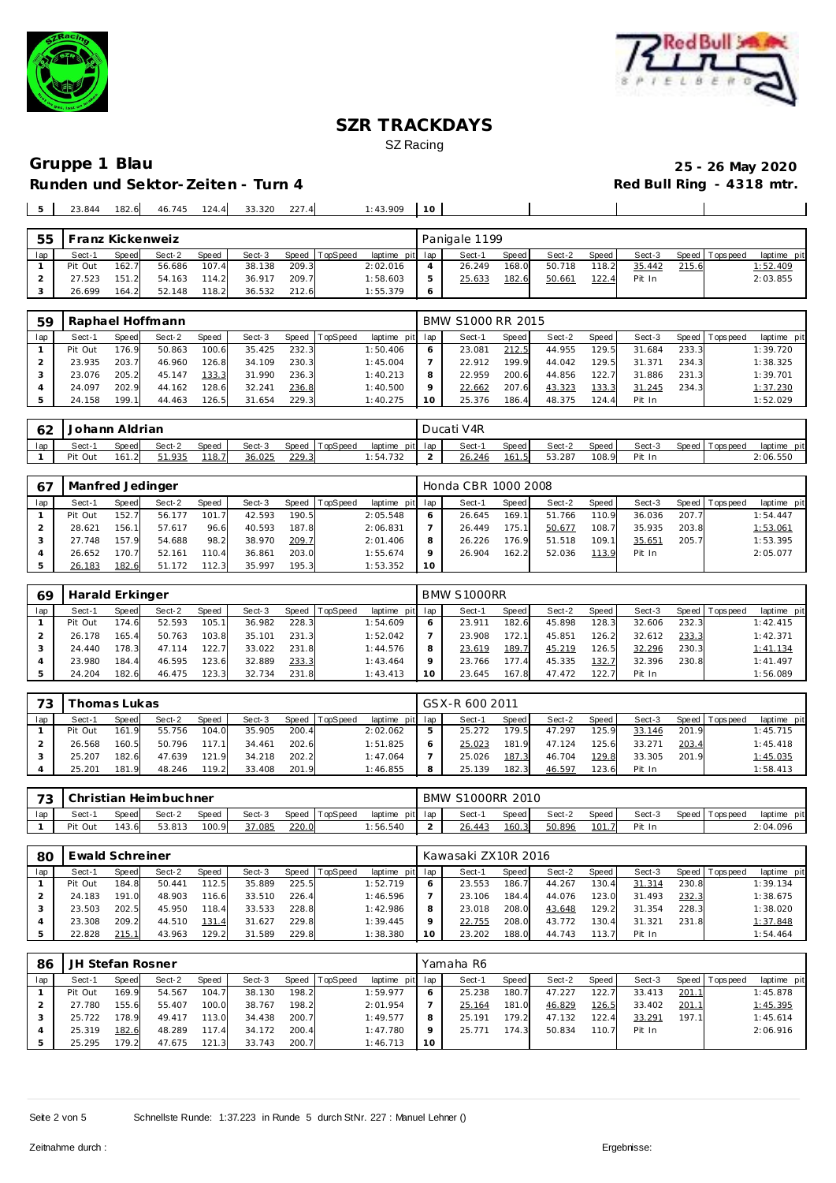# SZR TRACKDAYS

SZ Racing

**Gruppe 1 Blau** **25 - 26 May 2020**

**Runden und Sektor-Zeiten - Turn 4** **Red Bull Ring - 4318 mtr.**

| 5 | 23.844 | 182.6 | 46.745 | 124.4 | 33.320 | 227.4 | | 1:43.909 | 10 | | | | | | | | |
|---|---|---|---|---|---|---|---|---|---|---|---|---|---|---|---|---|---|

| 55 | Franz Kickenweiz | | | | | | | | Panigale 1199 | | | | | | | | |
|---|---|---|---|---|---|---|---|---|---|---|---|---|---|---|---|---|---|
| lap | Sect-1 | Speed | Sect-2 | Speed | Sect-3 | Speed | TopSpeed | laptime pit | lap | Sect-1 | Speed | Sect-2 | Speed | Sect-3 | Speed | Topspeed | laptime pit |
| 1 | Pit Out | 162.7 | 56.686 | 107.4 | 38.138 | 209.3 | | 2:02.016 | 4 | 26.249 | 168.0 | 50.718 | 118.2 | 35.442 | 215.6 | | 1:52.409 |
| 2 | 27.523 | 151.2 | 54.163 | 114.2 | 36.917 | 209.7 | | 1:58.603 | 5 | 25.633 | 182.6 | 50.661 | 122.4 | Pit In | | | 2:03.855 |
| 3 | 26.699 | 164.2 | 52.148 | 118.2 | 36.532 | 212.6 | | 1:55.379 | 6 | | | | | | | | |

| 59 | Raphael Hoffmann | | | | | | | | BMW S1000 RR 2015 | | | | | | | | |
|---|---|---|---|---|---|---|---|---|---|---|---|---|---|---|---|---|---|
| lap | Sect-1 | Speed | Sect-2 | Speed | Sect-3 | Speed | TopSpeed | laptime pit | lap | Sect-1 | Speed | Sect-2 | Speed | Sect-3 | Speed | Topspeed | laptime pit |
| 1 | Pit Out | 176.9 | 50.863 | 100.6 | 35.425 | 232.3 | | 1:50.406 | 6 | 23.081 | 212.5 | 44.955 | 129.5 | 31.684 | 233.3 | | 1:39.720 |
| 2 | 23.935 | 203.7 | 46.960 | 126.8 | 34.109 | 230.3 | | 1:45.004 | 7 | 22.912 | 199.9 | 44.042 | 129.5 | 31.371 | 234.3 | | 1:38.325 |
| 3 | 23.076 | 205.2 | 45.147 | 133.3 | 31.990 | 236.3 | | 1:40.213 | 8 | 22.959 | 200.6 | 44.856 | 122.7 | 31.886 | 231.3 | | 1:39.701 |
| 4 | 24.097 | 202.9 | 44.162 | 128.6 | 32.241 | 236.8 | | 1:40.500 | 9 | 22.662 | 207.6 | 43.323 | 133.3 | 31.245 | 234.3 | | 1:37.230 |
| 5 | 24.158 | 199.1 | 44.463 | 126.5 | 31.654 | 229.3 | | 1:40.275 | 10 | 25.376 | 186.4 | 48.375 | 124.4 | Pit In | | | 1:52.029 |

| 62 | Johann Aldrian | | | | | | | | Ducati V4R | | | | | | | | |
|---|---|---|---|---|---|---|---|---|---|---|---|---|---|---|---|---|---|
| lap | Sect-1 | Speed | Sect-2 | Speed | Sect-3 | Speed | TopSpeed | laptime pit | lap | Sect-1 | Speed | Sect-2 | Speed | Sect-3 | Speed | Topspeed | laptime pit |
| 1 | Pit Out | 161.2 | 51.935 | 118.7 | 36.025 | 229.3 | | 1:54.732 | 2 | 26.246 | 161.5 | 53.287 | 108.9 | Pit In | | | 2:06.550 |

| 67 | Manfred Jedinger | | | | | | | | Honda CBR 1000 2008 | | | | | | | | |
|---|---|---|---|---|---|---|---|---|---|---|---|---|---|---|---|---|---|
| lap | Sect-1 | Speed | Sect-2 | Speed | Sect-3 | Speed | TopSpeed | laptime pit | lap | Sect-1 | Speed | Sect-2 | Speed | Sect-3 | Speed | Topspeed | laptime pit |
| 1 | Pit Out | 152.7 | 56.177 | 101.7 | 42.593 | 190.5 | | 2:05.548 | 6 | 26.645 | 169.1 | 51.766 | 110.9 | 36.036 | 207.7 | | 1:54.447 |
| 2 | 28.621 | 156.1 | 57.617 | 96.6 | 40.593 | 187.8 | | 2:06.831 | 7 | 26.449 | 175.1 | 50.677 | 108.7 | 35.935 | 203.8 | | 1:53.061 |
| 3 | 27.748 | 157.9 | 54.688 | 98.2 | 38.970 | 209.7 | | 2:01.406 | 8 | 26.226 | 176.9 | 51.518 | 109.1 | 35.651 | 205.7 | | 1:53.395 |
| 4 | 26.652 | 170.7 | 52.161 | 110.4 | 36.861 | 203.0 | | 1:55.674 | 9 | 26.904 | 162.2 | 52.036 | 113.9 | Pit In | | | 2:05.077 |
| 5 | 26.183 | 182.6 | 51.172 | 112.3 | 35.997 | 195.3 | | 1:53.352 | 10 | | | | | | | | |

| 69 | Harald Erkinger | | | | | | | | BMW S1000RR | | | | | | | | |
|---|---|---|---|---|---|---|---|---|---|---|---|---|---|---|---|---|---|
| lap | Sect-1 | Speed | Sect-2 | Speed | Sect-3 | Speed | TopSpeed | laptime pit | lap | Sect-1 | Speed | Sect-2 | Speed | Sect-3 | Speed | Topspeed | laptime pit |
| 1 | Pit Out | 174.6 | 52.593 | 105.1 | 36.982 | 228.3 | | 1:54.609 | 6 | 23.911 | 182.6 | 45.898 | 128.3 | 32.606 | 232.3 | | 1:42.415 |
| 2 | 26.178 | 165.4 | 50.763 | 103.8 | 35.101 | 231.3 | | 1:52.042 | 7 | 23.908 | 172.1 | 45.851 | 126.2 | 32.612 | 233.3 | | 1:42.371 |
| 3 | 24.440 | 178.3 | 47.114 | 122.7 | 33.022 | 231.8 | | 1:44.576 | 8 | 23.619 | 189.7 | 45.219 | 126.5 | 32.296 | 230.3 | | 1:41.134 |
| 4 | 23.980 | 184.4 | 46.595 | 123.6 | 32.889 | 233.3 | | 1:43.464 | 9 | 23.766 | 177.4 | 45.335 | 132.7 | 32.396 | 230.8 | | 1:41.497 |
| 5 | 24.204 | 182.6 | 46.475 | 123.3 | 32.734 | 231.8 | | 1:43.413 | 10 | 23.645 | 167.8 | 47.472 | 122.7 | Pit In | | | 1:56.089 |

| 73 | Thomas Lukas | | | | | | | | GSX-R 600 2011 | | | | | | | | |
|---|---|---|---|---|---|---|---|---|---|---|---|---|---|---|---|---|---|
| lap | Sect-1 | Speed | Sect-2 | Speed | Sect-3 | Speed | TopSpeed | laptime pit | lap | Sect-1 | Speed | Sect-2 | Speed | Sect-3 | Speed | Topspeed | laptime pit |
| 1 | Pit Out | 161.9 | 55.756 | 104.0 | 35.905 | 200.4 | | 2:02.062 | 5 | 25.272 | 179.5 | 47.297 | 125.9 | 33.146 | 201.9 | | 1:45.715 |
| 2 | 26.568 | 160.5 | 50.796 | 117.1 | 34.461 | 202.6 | | 1:51.825 | 6 | 25.023 | 181.9 | 47.124 | 125.6 | 33.271 | 203.4 | | 1:45.418 |
| 3 | 25.207 | 182.6 | 47.639 | 121.9 | 34.218 | 202.2 | | 1:47.064 | 7 | 25.026 | 187.3 | 46.704 | 129.8 | 33.305 | 201.9 | | 1:45.035 |
| 4 | 25.201 | 181.9 | 48.246 | 119.2 | 33.408 | 201.9 | | 1:46.855 | 8 | 25.139 | 182.3 | 46.597 | 123.6 | Pit In | | | 1:58.413 |

| 73 | Christian Heimbuchner | | | | | | | | BMW S1000RR 2010 | | | | | | | | |
|---|---|---|---|---|---|---|---|---|---|---|---|---|---|---|---|---|---|
| lap | Sect-1 | Speed | Sect-2 | Speed | Sect-3 | Speed | TopSpeed | laptime pit | lap | Sect-1 | Speed | Sect-2 | Speed | Sect-3 | Speed | Topspeed | laptime pit |
| 1 | Pit Out | 143.6 | 53.813 | 100.9 | 37.085 | 220.0 | | 1:56.540 | 2 | 26.443 | 160.3 | 50.896 | 101.7 | Pit In | | | 2:04.096 |

| 80 | Ewald Schreiner | | | | | | | | Kawasaki ZX10R 2016 | | | | | | | | |
|---|---|---|---|---|---|---|---|---|---|---|---|---|---|---|---|---|---|
| lap | Sect-1 | Speed | Sect-2 | Speed | Sect-3 | Speed | TopSpeed | laptime pit | lap | Sect-1 | Speed | Sect-2 | Speed | Sect-3 | Speed | Topspeed | laptime pit |
| 1 | Pit Out | 184.8 | 50.441 | 112.5 | 35.889 | 225.5 | | 1:52.719 | 6 | 23.553 | 186.7 | 44.267 | 130.4 | 31.314 | 230.8 | | 1:39.134 |
| 2 | 24.183 | 191.0 | 48.903 | 116.6 | 33.510 | 226.4 | | 1:46.596 | 7 | 23.106 | 184.4 | 44.076 | 123.0 | 31.493 | 232.3 | | 1:38.675 |
| 3 | 23.503 | 202.5 | 45.950 | 118.4 | 33.533 | 228.8 | | 1:42.986 | 8 | 23.018 | 208.0 | 43.648 | 129.2 | 31.354 | 228.3 | | 1:38.020 |
| 4 | 23.308 | 209.2 | 44.510 | 131.4 | 31.627 | 229.8 | | 1:39.445 | 9 | 22.755 | 208.0 | 43.772 | 130.4 | 31.321 | 231.8 | | 1:37.848 |
| 5 | 22.828 | 215.1 | 43.963 | 129.2 | 31.589 | 229.8 | | 1:38.380 | 10 | 23.202 | 188.0 | 44.743 | 113.7 | Pit In | | | 1:54.464 |

| 86 | JH Stefan Rosner | | | | | | | | Yamaha R6 | | | | | | | | |
|---|---|---|---|---|---|---|---|---|---|---|---|---|---|---|---|---|---|
| lap | Sect-1 | Speed | Sect-2 | Speed | Sect-3 | Speed | TopSpeed | laptime pit | lap | Sect-1 | Speed | Sect-2 | Speed | Sect-3 | Speed | Topspeed | laptime pit |
| 1 | Pit Out | 169.9 | 54.567 | 104.7 | 38.130 | 198.2 | | 1:59.977 | 6 | 25.238 | 180.7 | 47.227 | 122.7 | 33.413 | 201.1 | | 1:45.878 |
| 2 | 27.780 | 155.6 | 55.407 | 100.0 | 38.767 | 198.2 | | 2:01.954 | 7 | 25.164 | 181.0 | 46.829 | 126.5 | 33.402 | 201.1 | | 1:45.395 |
| 3 | 25.722 | 178.9 | 49.417 | 113.0 | 34.438 | 200.7 | | 1:49.577 | 8 | 25.191 | 179.2 | 47.132 | 122.4 | 33.291 | 197.1 | | 1:45.614 |
| 4 | 25.319 | 182.6 | 48.289 | 117.4 | 34.172 | 200.4 | | 1:47.780 | 9 | 25.771 | 174.3 | 50.834 | 110.7 | Pit In | | | 2:06.916 |
| 5 | 25.295 | 179.2 | 47.675 | 121.3 | 33.743 | 200.7 | | 1:46.713 | 10 | | | | | | | | |

Schnellste Runde: 1:37.223 in Runde 5 durch StNr. 227 : Manuel Lehner ()

Zeitnahme durch : Ergebnisse: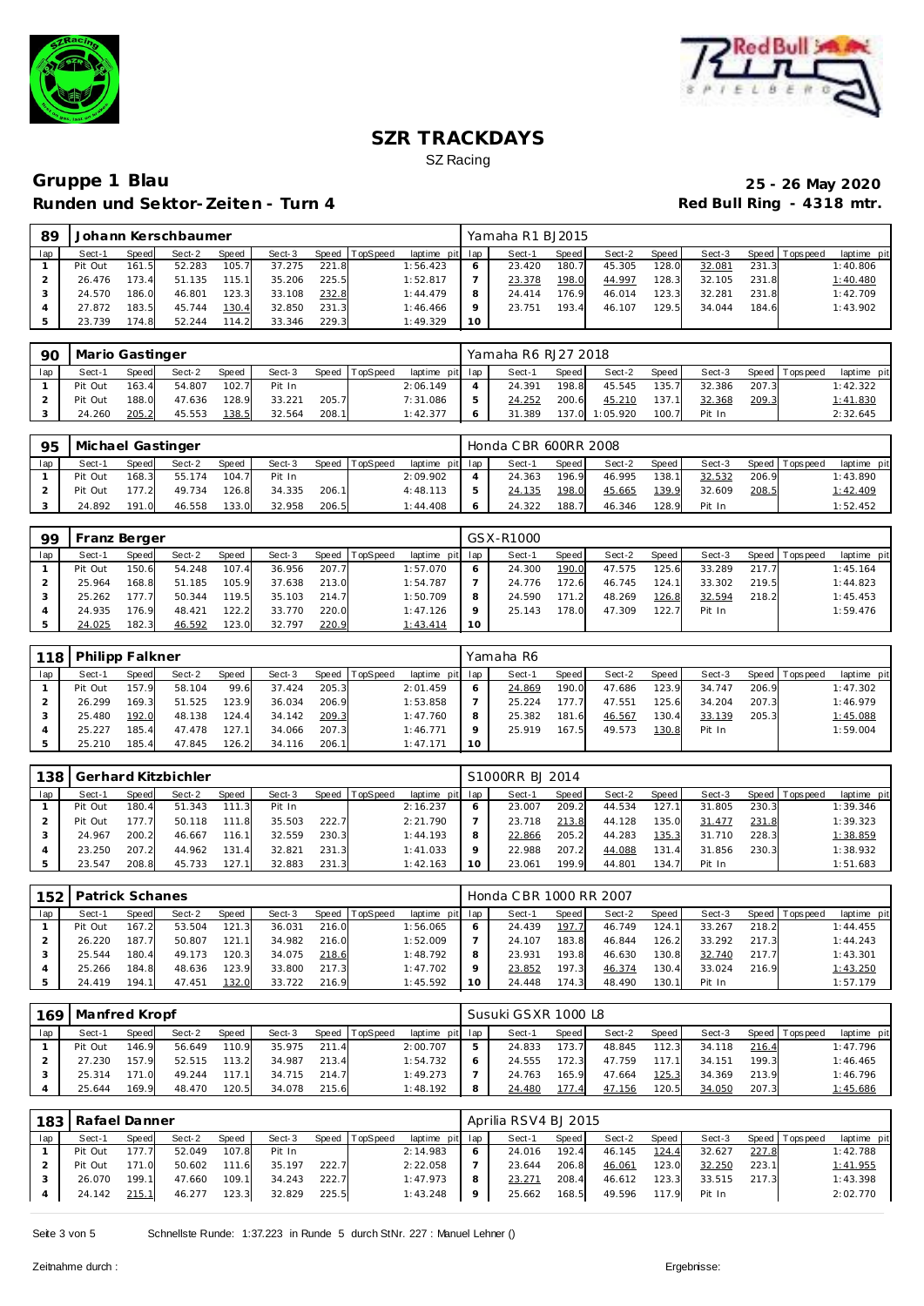# SZR TRACKDAYS

SZ Racing

## Gruppe 1 Blau

**25 - 26 May 2020**

### Runden und Sektor-Zeiten - Turn 4

**Red Bull Ring - 4318 mtr.**

| 89 | Johann Kerschbaumer | | | | | | | | Yamaha R1 BJ2015 | | | | | | | | |
|---|---|---|---|---|---|---|---|---|---|---|---|---|---|---|---|---|---|
| lap | Sect-1 | Speed | Sect-2 | Speed | Sect-3 | Speed | TopSpeed | laptime pit | lap | Sect-1 | Speed | Sect-2 | Speed | Sect-3 | Speed | Topspeed | laptime pit |
| 1 | Pit Out | 161.5 | 52.283 | 105.7 | 37.275 | 221.8 | | 1:56.423 | 6 | 23.420 | 180.7 | 45.305 | 128.0 | 32.081 | 231.3 | | 1:40.806 |
| 2 | 26.476 | 173.4 | 51.135 | 115.1 | 35.206 | 225.5 | | 1:52.817 | 7 | 23.378 | 198.0 | 44.997 | 128.3 | 32.105 | 231.8 | | 1:40.480 |
| 3 | 24.570 | 186.0 | 46.801 | 123.3 | 33.108 | 232.8 | | 1:44.479 | 8 | 24.414 | 176.9 | 46.014 | 123.3 | 32.281 | 231.8 | | 1:42.709 |
| 4 | 27.872 | 183.5 | 45.744 | 130.4 | 32.850 | 231.3 | | 1:46.466 | 9 | 23.751 | 193.4 | 46.107 | 129.5 | 34.044 | 184.6 | | 1:43.902 |
| 5 | 23.739 | 174.8 | 52.244 | 114.2 | 33.346 | 229.3 | | 1:49.329 | 10 | | | | | | | | |

| 90 | Mario Gastinger | | | | | | | | Yamaha R6 RJ27 2018 | | | | | | | | |
|---|---|---|---|---|---|---|---|---|---|---|---|---|---|---|---|---|---|
| lap | Sect-1 | Speed | Sect-2 | Speed | Sect-3 | Speed | TopSpeed | laptime pit | lap | Sect-1 | Speed | Sect-2 | Speed | Sect-3 | Speed | Topspeed | laptime pit |
| 1 | Pit Out | 163.4 | 54.807 | 102.7 | Pit In | | | 2:06.149 | 4 | 24.391 | 198.8 | 45.545 | 135.7 | 32.386 | 207.3 | | 1:42.322 |
| 2 | Pit Out | 188.0 | 47.636 | 128.9 | 33.221 | 205.7 | | 7:31.086 | 5 | 24.252 | 200.6 | 45.210 | 137.1 | 32.368 | 209.3 | | 1:41.830 |
| 3 | 24.260 | 205.2 | 45.553 | 138.5 | 32.564 | 208.1 | | 1:42.377 | 6 | 31.389 | 137.0 | 1:05.920 | 100.7 | Pit In | | | 2:32.645 |

| 95 | Michael Gastinger | | | | | | | | Honda CBR 600RR 2008 | | | | | | | | |
|---|---|---|---|---|---|---|---|---|---|---|---|---|---|---|---|---|---|
| lap | Sect-1 | Speed | Sect-2 | Speed | Sect-3 | Speed | TopSpeed | laptime pit | lap | Sect-1 | Speed | Sect-2 | Speed | Sect-3 | Speed | Topspeed | laptime pit |
| 1 | Pit Out | 168.3 | 55.174 | 104.7 | Pit In | | | 2:09.902 | 4 | 24.363 | 196.9 | 46.995 | 138.1 | 32.532 | 206.9 | | 1:43.890 |
| 2 | Pit Out | 177.2 | 49.734 | 126.8 | 34.335 | 206.1 | | 4:48.113 | 5 | 24.135 | 198.0 | 45.665 | 139.9 | 32.609 | 208.5 | | 1:42.409 |
| 3 | 24.892 | 191.0 | 46.558 | 133.0 | 32.958 | 206.5 | | 1:44.408 | 6 | 24.322 | 188.7 | 46.346 | 128.9 | Pit In | | | 1:52.452 |

| 99 | Franz Berger | | | | | | | | GSX-R1000 | | | | | | | | |
|---|---|---|---|---|---|---|---|---|---|---|---|---|---|---|---|---|---|
| lap | Sect-1 | Speed | Sect-2 | Speed | Sect-3 | Speed | TopSpeed | laptime pit | lap | Sect-1 | Speed | Sect-2 | Speed | Sect-3 | Speed | Topspeed | laptime pit |
| 1 | Pit Out | 150.6 | 54.248 | 107.4 | 36.956 | 207.7 | | 1:57.070 | 6 | 24.300 | 190.0 | 47.575 | 125.6 | 33.289 | 217.7 | | 1:45.164 |
| 2 | 25.964 | 168.8 | 51.185 | 105.9 | 37.638 | 213.0 | | 1:54.787 | 7 | 24.776 | 172.6 | 46.745 | 124.1 | 33.302 | 219.5 | | 1:44.823 |
| 3 | 25.262 | 177.7 | 50.344 | 119.5 | 35.103 | 214.7 | | 1:50.709 | 8 | 24.590 | 171.2 | 48.269 | 126.8 | 32.594 | 218.2 | | 1:45.453 |
| 4 | 24.935 | 176.9 | 48.421 | 122.2 | 33.770 | 220.0 | | 1:47.126 | 9 | 25.143 | 178.0 | 47.309 | 122.7 | Pit In | | | 1:59.476 |
| 5 | 24.025 | 182.3 | 46.592 | 123.0 | 32.797 | 220.9 | | 1:43.414 | 10 | | | | | | | | |

| 118 | Philipp Falkner | | | | | | | | Yamaha R6 | | | | | | | | |
|---|---|---|---|---|---|---|---|---|---|---|---|---|---|---|---|---|---|
| lap | Sect-1 | Speed | Sect-2 | Speed | Sect-3 | Speed | TopSpeed | laptime pit | lap | Sect-1 | Speed | Sect-2 | Speed | Sect-3 | Speed | Topspeed | laptime pit |
| 1 | Pit Out | 157.9 | 58.104 | 99.6 | 37.424 | 205.3 | | 2:01.459 | 6 | 24.869 | 190.0 | 47.686 | 123.9 | 34.747 | 206.9 | | 1:47.302 |
| 2 | 26.299 | 169.3 | 51.525 | 123.9 | 36.034 | 206.9 | | 1:53.858 | 7 | 25.224 | 177.7 | 47.551 | 125.6 | 34.204 | 207.3 | | 1:46.979 |
| 3 | 25.480 | 192.0 | 48.138 | 124.4 | 34.142 | 209.3 | | 1:47.760 | 8 | 25.382 | 181.6 | 46.567 | 130.4 | 33.139 | 205.3 | | 1:45.088 |
| 4 | 25.227 | 185.4 | 47.478 | 127.1 | 34.066 | 207.3 | | 1:46.771 | 9 | 25.919 | 167.5 | 49.573 | 130.8 | Pit In | | | 1:59.004 |
| 5 | 25.210 | 185.4 | 47.845 | 126.2 | 34.116 | 206.1 | | 1:47.171 | 10 | | | | | | | | |

| 138 | Gerhard Kitzbichler | | | | | | | | S1000RR BJ 2014 | | | | | | | | |
|---|---|---|---|---|---|---|---|---|---|---|---|---|---|---|---|---|---|
| lap | Sect-1 | Speed | Sect-2 | Speed | Sect-3 | Speed | TopSpeed | laptime pit | lap | Sect-1 | Speed | Sect-2 | Speed | Sect-3 | Speed | Topspeed | laptime pit |
| 1 | Pit Out | 180.4 | 51.343 | 111.3 | Pit In | | | 2:16.237 | 6 | 23.007 | 209.2 | 44.534 | 127.1 | 31.805 | 230.3 | | 1:39.346 |
| 2 | Pit Out | 177.7 | 50.118 | 111.8 | 35.503 | 222.7 | | 2:21.790 | 7 | 23.718 | 213.8 | 44.128 | 135.0 | 31.477 | 231.8 | | 1:39.323 |
| 3 | 24.967 | 200.2 | 46.667 | 116.1 | 32.559 | 230.3 | | 1:44.193 | 8 | 22.866 | 205.2 | 44.283 | 135.3 | 31.710 | 228.3 | | 1:38.859 |
| 4 | 23.250 | 207.2 | 44.962 | 131.4 | 32.821 | 231.3 | | 1:41.033 | 9 | 22.988 | 207.2 | 44.088 | 131.4 | 31.856 | 230.3 | | 1:38.932 |
| 5 | 23.547 | 208.8 | 45.733 | 127.1 | 32.883 | 231.3 | | 1:42.163 | 10 | 23.061 | 199.9 | 44.801 | 134.7 | Pit In | | | 1:51.683 |

| 152 | Patrick Schanes | | | | | | | | Honda CBR 1000 RR 2007 | | | | | | | | |
|---|---|---|---|---|---|---|---|---|---|---|---|---|---|---|---|---|---|
| lap | Sect-1 | Speed | Sect-2 | Speed | Sect-3 | Speed | TopSpeed | laptime pit | lap | Sect-1 | Speed | Sect-2 | Speed | Sect-3 | Speed | Topspeed | laptime pit |
| 1 | Pit Out | 167.2 | 53.504 | 121.3 | 36.031 | 216.0 | | 1:56.065 | 6 | 24.439 | 197.7 | 46.749 | 124.1 | 33.267 | 218.2 | | 1:44.455 |
| 2 | 26.220 | 187.7 | 50.807 | 121.1 | 34.982 | 216.0 | | 1:52.009 | 7 | 24.107 | 183.8 | 46.844 | 126.2 | 33.292 | 217.3 | | 1:44.243 |
| 3 | 25.544 | 180.4 | 49.173 | 120.3 | 34.075 | 218.6 | | 1:48.792 | 8 | 23.931 | 193.8 | 46.630 | 130.8 | 32.740 | 217.7 | | 1:43.301 |
| 4 | 25.266 | 184.8 | 48.636 | 123.9 | 33.800 | 217.3 | | 1:47.702 | 9 | 23.852 | 197.3 | 46.374 | 130.4 | 33.024 | 216.9 | | 1:43.250 |
| 5 | 24.419 | 194.1 | 47.451 | 132.0 | 33.722 | 216.9 | | 1:45.592 | 10 | 24.448 | 174.3 | 48.490 | 130.1 | Pit In | | | 1:57.179 |

| 169 | Manfred Kropf | | | | | | | | Susuki GSXR 1000 L8 | | | | | | | | |
|---|---|---|---|---|---|---|---|---|---|---|---|---|---|---|---|---|---|
| lap | Sect-1 | Speed | Sect-2 | Speed | Sect-3 | Speed | TopSpeed | laptime pit | lap | Sect-1 | Speed | Sect-2 | Speed | Sect-3 | Speed | Topspeed | laptime pit |
| 1 | Pit Out | 146.9 | 56.649 | 110.9 | 35.975 | 211.4 | | 2:00.707 | 5 | 24.833 | 173.7 | 48.845 | 112.3 | 34.118 | 216.4 | | 1:47.796 |
| 2 | 27.230 | 157.9 | 52.515 | 113.2 | 34.987 | 213.4 | | 1:54.732 | 6 | 24.555 | 172.3 | 47.759 | 117.1 | 34.151 | 199.3 | | 1:46.465 |
| 3 | 25.314 | 171.0 | 49.244 | 117.1 | 34.715 | 214.7 | | 1:49.273 | 7 | 24.763 | 165.9 | 47.664 | 125.3 | 34.369 | 213.9 | | 1:46.796 |
| 4 | 25.644 | 169.9 | 48.470 | 120.5 | 34.078 | 215.6 | | 1:48.192 | 8 | 24.480 | 177.4 | 47.156 | 120.5 | 34.050 | 207.3 | | 1:45.686 |

| 183 | Rafael Danner | | | | | | | | Aprilia RSV4 BJ 2015 | | | | | | | | |
|---|---|---|---|---|---|---|---|---|---|---|---|---|---|---|---|---|---|
| lap | Sect-1 | Speed | Sect-2 | Speed | Sect-3 | Speed | TopSpeed | laptime pit | lap | Sect-1 | Speed | Sect-2 | Speed | Sect-3 | Speed | Topspeed | laptime pit |
| 1 | Pit Out | 177.7 | 52.049 | 107.8 | Pit In | | | 2:14.983 | 6 | 24.016 | 192.4 | 46.145 | 124.4 | 32.627 | 227.8 | | 1:42.788 |
| 2 | Pit Out | 171.0 | 50.602 | 111.6 | 35.197 | 222.7 | | 2:22.058 | 7 | 23.644 | 206.8 | 46.061 | 123.0 | 32.250 | 223.1 | | 1:41.955 |
| 3 | 26.070 | 199.1 | 47.660 | 109.1 | 34.243 | 222.7 | | 1:47.973 | 8 | 23.271 | 208.4 | 46.612 | 123.3 | 33.515 | 217.3 | | 1:43.398 |
| 4 | 24.142 | 215.1 | 46.277 | 123.3 | 32.829 | 225.5 | | 1:43.248 | 9 | 25.662 | 168.5 | 49.596 | 117.9 | Pit In | | | 2:02.770 |

Schnellste Runde: 1:37.223 in Runde 5 durch StNr. 227 : Manuel Lehner ()

Zeitnahme durch : Ergebnisse: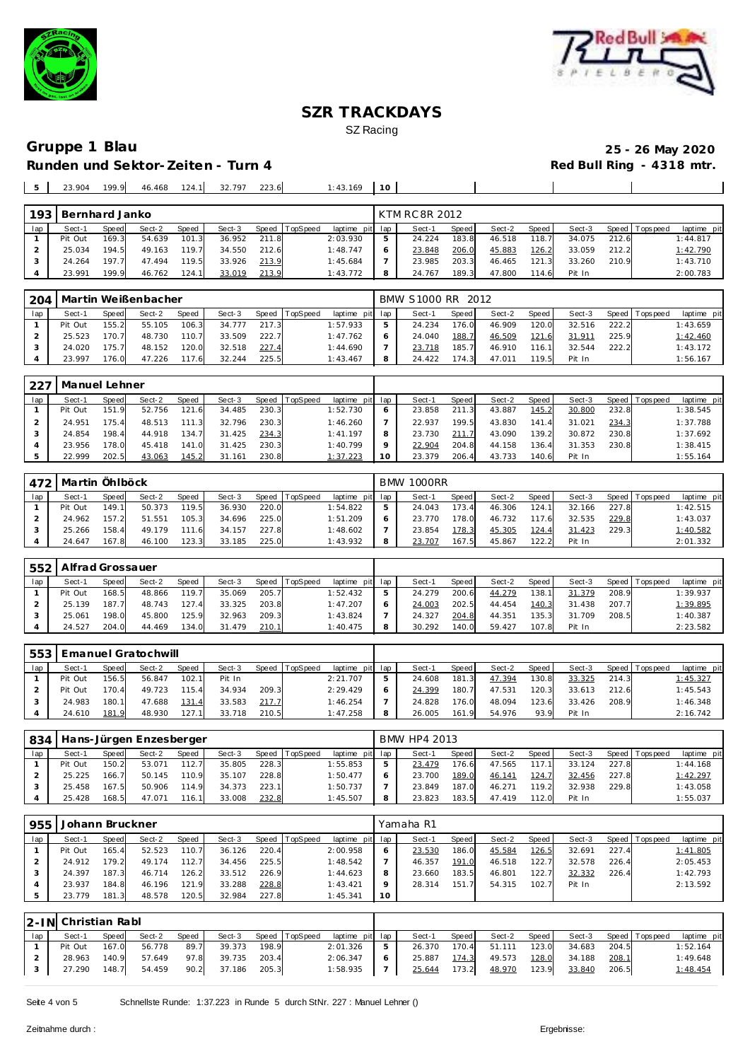# SZR TRACKDAYS

SZ Racing

## Gruppe 1 Blau

**25 - 26 May 2020**

### Runden und Sektor-Zeiten - Turn 4

**Red Bull Ring - 4318 mtr.**

| 5 | 23.904 | 199.9 | 46.468 | 124.1 | 32.797 | 223.6 | | 1:43.169 | 10 | | | | | | | | |
|---|---|---|---|---|---|---|---|---|---|---|---|---|---|---|---|---|---|

| 193 | Bernhard Janko | | | | | | | | KTM RC8R 2012 | | | | | | | | |
|---|---|---|---|---|---|---|---|---|---|---|---|---|---|---|---|---|---|
| lap | Sect-1 | Speed | Sect-2 | Speed | Sect-3 | Speed | TopSpeed | laptime pit | lap | Sect-1 | Speed | Sect-2 | Speed | Sect-3 | Speed | Topspeed | laptime pit |
| 1 | Pit Out | 169.3 | 54.639 | 101.3 | 36.952 | 211.8 | | 2:03.930 | 5 | 24.224 | 183.8 | 46.518 | 118.7 | 34.075 | 212.6 | | 1:44.817 |
| 2 | 25.034 | 194.5 | 49.163 | 119.7 | 34.550 | 212.6 | | 1:48.747 | 6 | 23.848 | 206.0 | 45.883 | 126.2 | 33.059 | 212.2 | | 1:42.790 |
| 3 | 24.264 | 197.7 | 47.494 | 119.5 | 33.926 | 213.9 | | 1:45.684 | 7 | 23.985 | 203.3 | 46.465 | 121.3 | 33.260 | 210.9 | | 1:43.710 |
| 4 | 23.991 | 199.9 | 46.762 | 124.1 | 33.019 | 213.9 | | 1:43.772 | 8 | 24.767 | 189.3 | 47.800 | 114.6 | Pit In | | | 2:00.783 |

| 204 | Martin Weißenbacher | | | | | | | | BMW S1000 RR 2012 | | | | | | | | |
|---|---|---|---|---|---|---|---|---|---|---|---|---|---|---|---|---|---|
| lap | Sect-1 | Speed | Sect-2 | Speed | Sect-3 | Speed | TopSpeed | laptime pit | lap | Sect-1 | Speed | Sect-2 | Speed | Sect-3 | Speed | Topspeed | laptime pit |
| 1 | Pit Out | 155.2 | 55.105 | 106.3 | 34.777 | 217.3 | | 1:57.933 | 5 | 24.234 | 176.0 | 46.909 | 120.0 | 32.516 | 222.2 | | 1:43.659 |
| 2 | 25.523 | 170.7 | 48.730 | 110.7 | 33.509 | 222.7 | | 1:47.762 | 6 | 24.040 | 188.7 | 46.509 | 121.6 | 31.911 | 225.9 | | 1:42.460 |
| 3 | 24.020 | 175.7 | 48.152 | 120.0 | 32.518 | 227.4 | | 1:44.690 | 7 | 23.718 | 185.7 | 46.910 | 116.1 | 32.544 | 222.2 | | 1:43.172 |
| 4 | 23.997 | 176.0 | 47.226 | 117.6 | 32.244 | 225.5 | | 1:43.467 | 8 | 24.422 | 174.3 | 47.011 | 119.5 | Pit In | | | 1:56.167 |

| 227 | Manuel Lehner | | | | | | | | | | | | | | | | |
|---|---|---|---|---|---|---|---|---|---|---|---|---|---|---|---|---|---|
| lap | Sect-1 | Speed | Sect-2 | Speed | Sect-3 | Speed | TopSpeed | laptime pit | lap | Sect-1 | Speed | Sect-2 | Speed | Sect-3 | Speed | Topspeed | laptime pit |
| 1 | Pit Out | 151.9 | 52.756 | 121.6 | 34.485 | 230.3 | | 1:52.730 | 6 | 23.858 | 211.3 | 43.887 | 145.2 | 30.800 | 232.8 | | 1:38.545 |
| 2 | 24.951 | 175.4 | 48.513 | 111.3 | 32.796 | 230.3 | | 1:46.260 | 7 | 22.937 | 199.5 | 43.830 | 141.4 | 31.021 | 234.3 | | 1:37.788 |
| 3 | 24.854 | 198.4 | 44.918 | 134.7 | 31.425 | 234.3 | | 1:41.197 | 8 | 23.730 | 211.7 | 43.090 | 139.2 | 30.872 | 230.8 | | 1:37.692 |
| 4 | 23.956 | 178.0 | 45.418 | 141.0 | 31.425 | 230.3 | | 1:40.799 | 9 | 22.904 | 204.8 | 44.158 | 136.4 | 31.353 | 230.8 | | 1:38.415 |
| 5 | 22.999 | 202.5 | 43.063 | 145.2 | 31.161 | 230.8 | | 1:37.223 | 10 | 23.379 | 206.4 | 43.733 | 140.6 | Pit In | | | 1:55.164 |

| 472 | Martin Öhlböck | | | | | | | | BMW 1000RR | | | | | | | | |
|---|---|---|---|---|---|---|---|---|---|---|---|---|---|---|---|---|---|
| lap | Sect-1 | Speed | Sect-2 | Speed | Sect-3 | Speed | TopSpeed | laptime pit | lap | Sect-1 | Speed | Sect-2 | Speed | Sect-3 | Speed | Topspeed | laptime pit |
| 1 | Pit Out | 149.1 | 50.373 | 119.5 | 36.930 | 220.0 | | 1:54.822 | 5 | 24.043 | 173.4 | 46.306 | 124.1 | 32.166 | 227.8 | | 1:42.515 |
| 2 | 24.962 | 157.2 | 51.551 | 105.3 | 34.696 | 225.0 | | 1:51.209 | 6 | 23.770 | 178.0 | 46.732 | 117.6 | 32.535 | 229.8 | | 1:43.037 |
| 3 | 25.266 | 158.4 | 49.179 | 111.6 | 34.157 | 227.8 | | 1:48.602 | 7 | 23.854 | 178.3 | 45.305 | 124.4 | 31.423 | 229.3 | | 1:40.582 |
| 4 | 24.647 | 167.8 | 46.100 | 123.3 | 33.185 | 225.0 | | 1:43.932 | 8 | 23.707 | 167.5 | 45.867 | 122.2 | Pit In | | | 2:01.332 |

| 552 | Alfrad Grossauer | | | | | | | | | | | | | | | | |
|---|---|---|---|---|---|---|---|---|---|---|---|---|---|---|---|---|---|
| lap | Sect-1 | Speed | Sect-2 | Speed | Sect-3 | Speed | TopSpeed | laptime pit | lap | Sect-1 | Speed | Sect-2 | Speed | Sect-3 | Speed | Topspeed | laptime pit |
| 1 | Pit Out | 168.5 | 48.866 | 119.7 | 35.069 | 205.7 | | 1:52.432 | 5 | 24.279 | 200.6 | 44.279 | 138.1 | 31.379 | 208.9 | | 1:39.937 |
| 2 | 25.139 | 187.7 | 48.743 | 127.4 | 33.325 | 203.8 | | 1:47.207 | 6 | 24.003 | 202.5 | 44.454 | 140.3 | 31.438 | 207.7 | | 1:39.895 |
| 3 | 25.061 | 198.0 | 45.800 | 125.9 | 32.963 | 209.3 | | 1:43.824 | 7 | 24.327 | 204.8 | 44.351 | 135.3 | 31.709 | 208.5 | | 1:40.387 |
| 4 | 24.527 | 204.0 | 44.469 | 134.0 | 31.479 | 210.1 | | 1:40.475 | 8 | 30.292 | 140.0 | 59.427 | 107.8 | Pit In | | | 2:23.582 |

| 553 | Emanuel Gratochwill | | | | | | | | | | | | | | | | |
|---|---|---|---|---|---|---|---|---|---|---|---|---|---|---|---|---|---|
| lap | Sect-1 | Speed | Sect-2 | Speed | Sect-3 | Speed | TopSpeed | laptime pit | lap | Sect-1 | Speed | Sect-2 | Speed | Sect-3 | Speed | Topspeed | laptime pit |
| 1 | Pit Out | 156.5 | 56.847 | 102.1 | Pit In | | | 2:21.707 | 5 | 24.608 | 181.3 | 47.394 | 130.8 | 33.325 | 214.3 | | 1:45.327 |
| 2 | Pit Out | 170.4 | 49.723 | 115.4 | 34.934 | 209.3 | | 2:29.429 | 6 | 24.399 | 180.7 | 47.531 | 120.3 | 33.613 | 212.6 | | 1:45.543 |
| 3 | 24.983 | 180.1 | 47.688 | 131.4 | 33.583 | 217.7 | | 1:46.254 | 7 | 24.828 | 176.0 | 48.094 | 123.6 | 33.426 | 208.9 | | 1:46.348 |
| 4 | 24.610 | 181.9 | 48.930 | 127.1 | 33.718 | 210.5 | | 1:47.258 | 8 | 26.005 | 161.9 | 54.976 | 93.9 | Pit In | | | 2:16.742 |

| 834 | Hans-Jürgen Enzesberger | | | | | | | | BMW HP4 2013 | | | | | | | | |
|---|---|---|---|---|---|---|---|---|---|---|---|---|---|---|---|---|---|
| lap | Sect-1 | Speed | Sect-2 | Speed | Sect-3 | Speed | TopSpeed | laptime pit | lap | Sect-1 | Speed | Sect-2 | Speed | Sect-3 | Speed | Topspeed | laptime pit |
| 1 | Pit Out | 150.2 | 53.071 | 112.7 | 35.805 | 228.3 | | 1:55.853 | 5 | 23.479 | 176.6 | 47.565 | 117.1 | 33.124 | 227.8 | | 1:44.168 |
| 2 | 25.225 | 166.7 | 50.145 | 110.9 | 35.107 | 228.8 | | 1:50.477 | 6 | 23.700 | 189.0 | 46.141 | 124.7 | 32.456 | 227.8 | | 1:42.297 |
| 3 | 25.458 | 167.5 | 50.906 | 114.9 | 34.373 | 223.1 | | 1:50.737 | 7 | 23.849 | 187.0 | 46.271 | 119.2 | 32.938 | 229.8 | | 1:43.058 |
| 4 | 25.428 | 168.5 | 47.071 | 116.1 | 33.008 | 232.8 | | 1:45.507 | 8 | 23.823 | 183.5 | 47.419 | 112.0 | Pit In | | | 1:55.037 |

| 955 | Johann Bruckner | | | | | | | | Yamaha R1 | | | | | | | | |
|---|---|---|---|---|---|---|---|---|---|---|---|---|---|---|---|---|---|
| lap | Sect-1 | Speed | Sect-2 | Speed | Sect-3 | Speed | TopSpeed | laptime pit | lap | Sect-1 | Speed | Sect-2 | Speed | Sect-3 | Speed | Topspeed | laptime pit |
| 1 | Pit Out | 165.4 | 52.523 | 110.7 | 36.126 | 220.4 | | 2:00.958 | 6 | 23.530 | 186.0 | 45.584 | 126.5 | 32.691 | 227.4 | | 1:41.805 |
| 2 | 24.912 | 179.2 | 49.174 | 112.7 | 34.456 | 225.5 | | 1:48.542 | 7 | 46.357 | 191.0 | 46.518 | 122.7 | 32.578 | 226.4 | | 2:05.453 |
| 3 | 24.397 | 187.3 | 46.714 | 126.2 | 33.512 | 226.9 | | 1:44.623 | 8 | 23.660 | 183.5 | 46.801 | 122.7 | 32.332 | 226.4 | | 1:42.793 |
| 4 | 23.937 | 184.8 | 46.196 | 121.9 | 33.288 | 228.8 | | 1:43.421 | 9 | 28.314 | 151.7 | 54.315 | 102.7 | Pit In | | | 2:13.592 |
| 5 | 23.779 | 181.3 | 48.578 | 120.5 | 32.984 | 227.8 | | 1:45.341 | 10 | | | | | | | | |

| 2-IN | Christian Rabl | | | | | | | | | | | | | | | | |
|---|---|---|---|---|---|---|---|---|---|---|---|---|---|---|---|---|---|
| lap | Sect-1 | Speed | Sect-2 | Speed | Sect-3 | Speed | TopSpeed | laptime pit | lap | Sect-1 | Speed | Sect-2 | Speed | Sect-3 | Speed | Topspeed | laptime pit |
| 1 | Pit Out | 167.0 | 56.778 | 89.7 | 39.373 | 198.9 | | 2:01.326 | 5 | 26.370 | 170.4 | 51.111 | 123.0 | 34.683 | 204.5 | | 1:52.164 |
| 2 | 28.963 | 140.9 | 57.649 | 97.8 | 39.735 | 203.4 | | 2:06.347 | 6 | 25.887 | 174.3 | 49.573 | 128.0 | 34.188 | 208.1 | | 1:49.648 |
| 3 | 27.290 | 148.7 | 54.459 | 90.2 | 37.186 | 205.3 | | 1:58.935 | 7 | 25.644 | 173.2 | 48.970 | 123.9 | 33.840 | 206.5 | | 1:48.454 |

Schnellste Runde: 1:37.223 in Runde 5 durch StNr. 227 : Manuel Lehner ()

Zeitnahme durch :

Ergebnisse: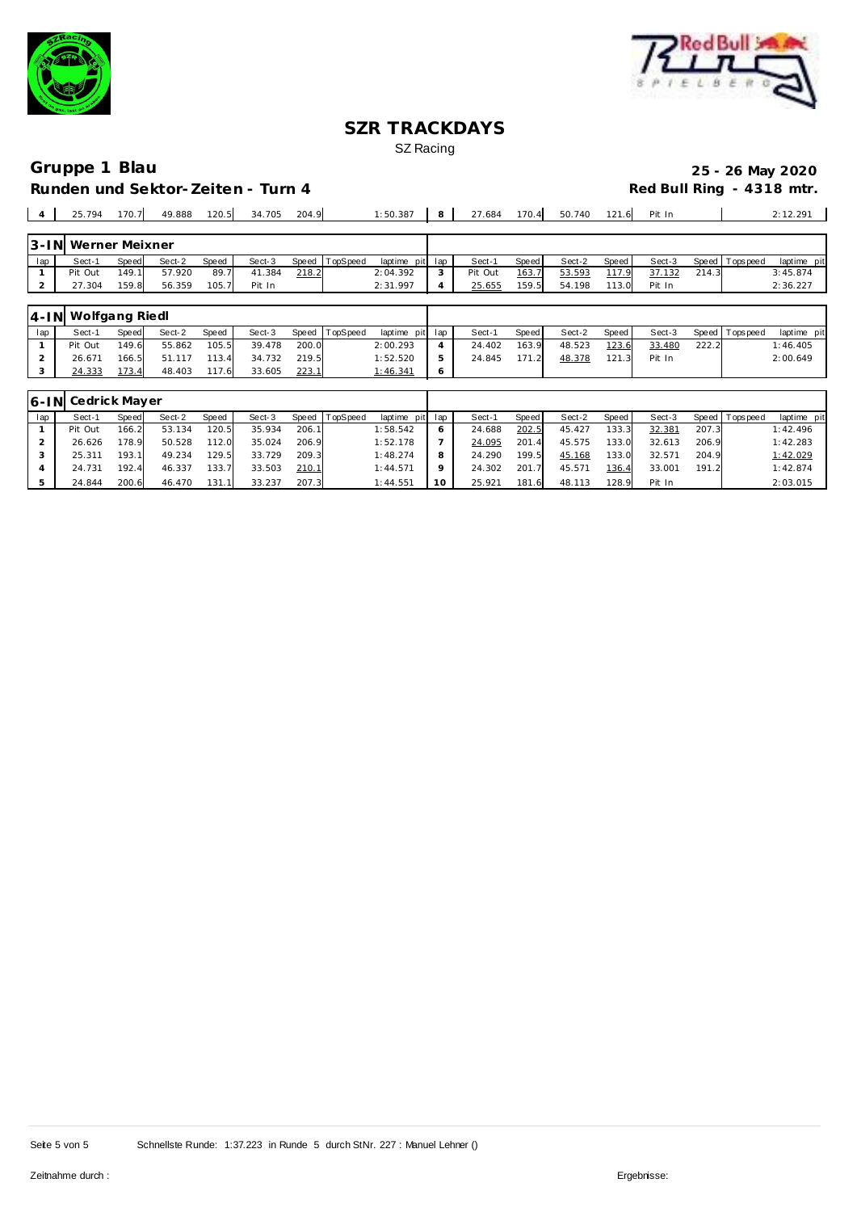# SZR TRACKDAYS

SZ Racing

**Gruppe 1 Blau** **25 - 26 May 2020**

**Runden und Sektor-Zeiten - Turn 4** **Red Bull Ring - 4318 mtr.**

| lap | Sect-1 | Speed | Sect-2 | Speed | Sect-3 | Speed | TopSpeed | laptime pit | lap | Sect-1 | Speed | Sect-2 | Speed | Sect-3 | Speed | Topspeed | laptime pit |
|---|---|---|---|---|---|---|---|---|---|---|---|---|---|---|---|---|---|
| 4 | 25.794 | 170.7 | 49.888 | 120.5 | 34.705 | 204.9 | | 1:50.387 | 8 | 27.684 | 170.4 | 50.740 | 121.6 | Pit In | | | 2:12.291 |

**3-IN Werner Meixner**

| lap | Sect-1 | Speed | Sect-2 | Speed | Sect-3 | Speed | TopSpeed | laptime pit | lap | Sect-1 | Speed | Sect-2 | Speed | Sect-3 | Speed | Topspeed | laptime pit |
|---|---|---|---|---|---|---|---|---|---|---|---|---|---|---|---|---|---|
| 1 | Pit Out | 149.1 | 57.920 | 89.7 | 41.384 | 218.2 | | 2:04.392 | 3 | Pit Out | 163.7 | 53.593 | 117.9 | 37.132 | 214.3 | | 3:45.874 |
| 2 | 27.304 | 159.8 | 56.359 | 105.7 | Pit In | | | 2:31.997 | 4 | 25.655 | 159.5 | 54.198 | 113.0 | Pit In | | | 2:36.227 |

**4-IN Wolfgang Riedl**

| lap | Sect-1 | Speed | Sect-2 | Speed | Sect-3 | Speed | TopSpeed | laptime pit | lap | Sect-1 | Speed | Sect-2 | Speed | Sect-3 | Speed | Topspeed | laptime pit |
|---|---|---|---|---|---|---|---|---|---|---|---|---|---|---|---|---|---|
| 1 | Pit Out | 149.6 | 55.862 | 105.5 | 39.478 | 200.0 | | 2:00.293 | 4 | 24.402 | 163.9 | 48.523 | 123.6 | 33.480 | 222.2 | | 1:46.405 |
| 2 | 26.671 | 166.5 | 51.117 | 113.4 | 34.732 | 219.5 | | 1:52.520 | 5 | 24.845 | 171.2 | 48.378 | 121.3 | Pit In | | | 2:00.649 |
| 3 | 24.333 | 173.4 | 48.403 | 117.6 | 33.605 | 223.1 | | 1:46.341 | 6 | | | | | | | | |

**6-IN Cedrick Mayer**

| lap | Sect-1 | Speed | Sect-2 | Speed | Sect-3 | Speed | TopSpeed | laptime pit | lap | Sect-1 | Speed | Sect-2 | Speed | Sect-3 | Speed | Topspeed | laptime pit |
|---|---|---|---|---|---|---|---|---|---|---|---|---|---|---|---|---|---|
| 1 | Pit Out | 166.2 | 53.134 | 120.5 | 35.934 | 206.1 | | 1:58.542 | 6 | 24.688 | 202.5 | 45.427 | 133.3 | 32.381 | 207.3 | | 1:42.496 |
| 2 | 26.626 | 178.9 | 50.528 | 112.0 | 35.024 | 206.9 | | 1:52.178 | 7 | 24.095 | 201.4 | 45.575 | 133.0 | 32.613 | 206.9 | | 1:42.283 |
| 3 | 25.311 | 193.1 | 49.234 | 129.5 | 33.729 | 209.3 | | 1:48.274 | 8 | 24.290 | 199.5 | 45.168 | 133.0 | 32.571 | 204.9 | | 1:42.029 |
| 4 | 24.731 | 192.4 | 46.337 | 133.7 | 33.503 | 210.1 | | 1:44.571 | 9 | 24.302 | 201.7 | 45.571 | 136.4 | 33.001 | 191.2 | | 1:42.874 |
| 5 | 24.844 | 200.6 | 46.470 | 131.1 | 33.237 | 207.3 | | 1:44.551 | 10 | 25.921 | 181.6 | 48.113 | 128.9 | Pit In | | | 2:03.015 |

Schnellste Runde: 1:37.223 in Runde 5 durch StNr. 227 : Manuel Lehner ()

Zeitnahme durch : Ergebnisse: